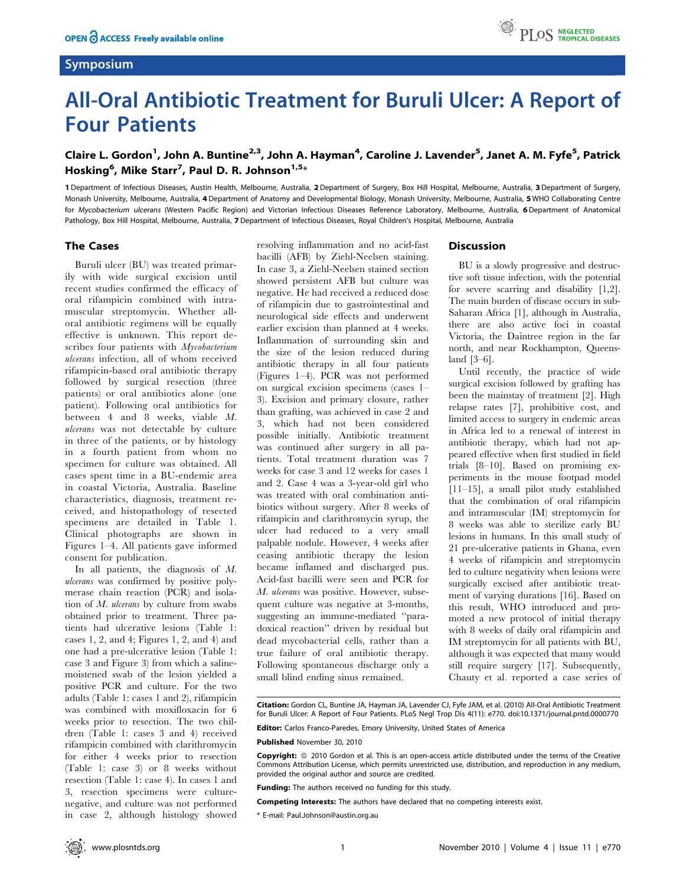Symposium

# All-Oral Antibiotic Treatment for Buruli Ulcer: A Report of Four Patients

**Claire L. Gordon[1], John A. Buntine[2,3], John A. Hayman[4], Caroline J. Lavender[5], Janet A. M. Fyfe[5], Patrick Hosking[6], Mike Starr[7], Paul D. R. Johnson[1,5]***

1 Department of Infectious Diseases, Austin Health, Melbourne, Australia, 2 Department of Surgery, Box Hill Hospital, Melbourne, Australia, 3 Department of Surgery, Monash University, Melbourne, Australia, 4 Department of Anatomy and Developmental Biology, Monash University, Melbourne, Australia, 5 WHO Collaborating Centre for *Mycobacterium ulcerans* (Western Pacific Region) and Victorian Infectious Diseases Reference Laboratory, Melbourne, Australia, 6 Department of Anatomical Pathology, Box Hill Hospital, Melbourne, Australia, 7 Department of Infectious Diseases, Royal Children's Hospital, Melbourne, Australia

## The Cases

Buruli ulcer (BU) was treated primarily with wide surgical excision until recent studies confirmed the efficacy of oral rifampicin combined with intramuscular streptomycin. Whether all-oral antibiotic regimens will be equally effective is unknown. This report describes four patients with *Mycobacterium ulcerans* infection, all of whom received rifampicin-based oral antibiotic therapy followed by surgical resection (three patients) or oral antibiotics alone (one patient). Following oral antibiotics for between 4 and 8 weeks, viable *M. ulcerans* was not detectable by culture in three of the patients, or by histology in a fourth patient from whom no specimen for culture was obtained. All cases spent time in a BU-endemic area in coastal Victoria, Australia. Baseline characteristics, diagnosis, treatment received, and histopathology of resected specimens are detailed in Table 1. Clinical photographs are shown in Figures 1–4. All patients gave informed consent for publication.

In all patients, the diagnosis of *M. ulcerans* was confirmed by polymerase chain reaction (PCR) and isolation of *M. ulcerans* by culture from swabs obtained prior to treatment. Three patients had ulcerative lesions (Table 1: cases 1, 2, and 4; Figures 1, 2, and 4) and one had a pre-ulcerative lesion (Table 1: case 3 and Figure 3) from which a saline-moistened swab of the lesion yielded a positive PCR and culture. For the two adults (Table 1: cases 1 and 2), rifampicin was combined with moxifloxacin for 6 weeks prior to resection. The two children (Table 1: cases 3 and 4) received rifampicin combined with clarithromycin for either 4 weeks prior to resection (Table 1: case 3) or 8 weeks without resection (Table 1: case 4). In cases 1 and 3, resection specimens were culture-negative, and culture was not performed in case 2, although histology showed resolving inflammation and no acid-fast bacilli (AFB) by Ziehl-Neelsen staining. In case 3, a Ziehl-Neelsen stained section showed persistent AFB but culture was negative. He had received a reduced dose of rifampicin due to gastrointestinal and neurological side effects and underwent earlier excision than planned at 4 weeks. Inflammation of surrounding skin and the size of the lesion reduced during antibiotic therapy in all four patients (Figures 1–4). PCR was not performed on surgical excision specimens (cases 1–3). Excision and primary closure, rather than grafting, was achieved in case 2 and 3, which had not been considered possible initially. Antibiotic treatment was continued after surgery in all patients. Total treatment duration was 7 weeks for case 3 and 12 weeks for cases 1 and 2. Case 4 was a 3-year-old girl who was treated with oral combination antibiotics without surgery. After 8 weeks of rifampicin and clarithromycin syrup, the ulcer had reduced to a very small palpable nodule. However, 4 weeks after ceasing antibiotic therapy the lesion became inflamed and discharged pus. Acid-fast bacilli were seen and PCR for *M. ulcerans* was positive. However, subsequent culture was negative at 3-months, suggesting an immune-mediated ''paradoxical reaction'' driven by residual but dead mycobacterial cells, rather than a true failure of oral antibiotic therapy. Following spontaneous discharge only a small blind ending sinus remained.

## Discussion

BU is a slowly progressive and destructive soft tissue infection, with the potential for severe scarring and disability [1,2]. The main burden of disease occurs in sub-Saharan Africa [1], although in Australia, there are also active foci in coastal Victoria, the Daintree region in the far north, and near Rockhampton, Queensland [3–6].

Until recently, the practice of wide surgical excision followed by grafting has been the mainstay of treatment [2]. High relapse rates [7], prohibitive cost, and limited access to surgery in endemic areas in Africa led to a renewal of interest in antibiotic therapy, which had not appeared effective when first studied in field trials [8–10]. Based on promising experiments in the mouse footpad model [11–15], a small pilot study established that the combination of oral rifampicin and intramuscular (IM) streptomycin for 8 weeks was able to sterilize early BU lesions in humans. In this small study of 21 pre-ulcerative patients in Ghana, even 4 weeks of rifampicin and streptomycin led to culture negativity when lesions were surgically excised after antibiotic treatment of varying durations [16]. Based on this result, WHO introduced and promoted a new protocol of initial therapy with 8 weeks of daily oral rifampicin and IM streptomycin for all patients with BU, although it was expected that many would still require surgery [17]. Subsequently, Chauty et al. reported a case series of

**Citation:** Gordon CL, Buntine JA, Hayman JA, Lavender CJ, Fyfe JAM, et al. (2010) All-Oral Antibiotic Treatment for Buruli Ulcer: A Report of Four Patients. PLoS Negl Trop Dis 4(11): e770. doi:10.1371/journal.pntd.0000770

**Editor:** Carlos Franco-Paredes, Emory University, United States of America

**Published** November 30, 2010

**Copyright:** © 2010 Gordon et al. This is an open-access article distributed under the terms of the Creative Commons Attribution License, which permits unrestricted use, distribution, and reproduction in any medium, provided the original author and source are credited.

**Funding:** The authors received no funding for this study.

**Competing Interests:** The authors have declared that no competing interests exist.

* E-mail: Paul.Johnson@austin.org.au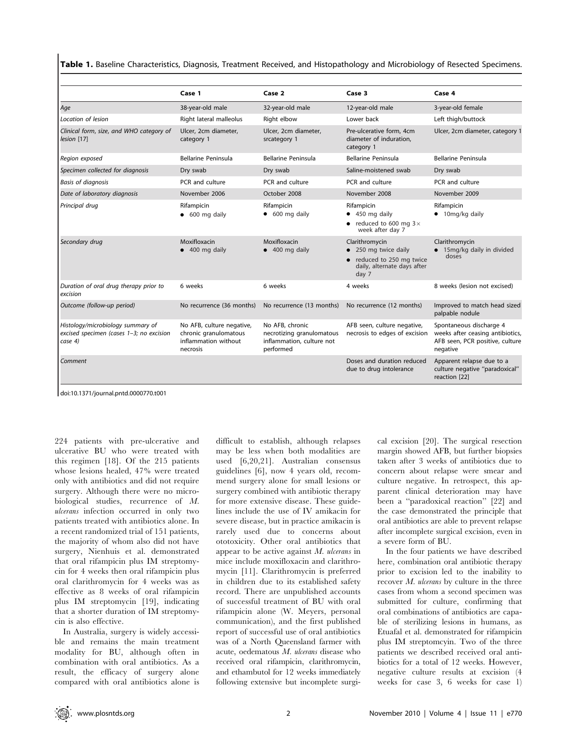**Table 1.** Baseline Characteristics, Diagnosis, Treatment Received, and Histopathology and Microbiology of Resected Specimens.

| | Case 1 | Case 2 | Case 3 | Case 4 |
|---|---|---|---|---|
| *Age* | 38-year-old male | 32-year-old male | 12-year-old male | 3-year-old female |
| *Location of lesion* | Right lateral malleolus | Right elbow | Lower back | Left thigh/buttock |
| *Clinical form, size, and WHO category of lesion* [17] | Ulcer, 2cm diameter, category 1 | Ulcer, 2cm diameter, srcategory 1 | Pre-ulcerative form, 4cm diameter of induration, category 1 | Ulcer, 2cm diameter, category 1 |
| *Region exposed* | Bellarine Peninsula | Bellarine Peninsula | Bellarine Peninsula | Bellarine Peninsula |
| *Specimen collected for diagnosis* | Dry swab | Dry swab | Saline-moistened swab | Dry swab |
| *Basis of diagnosis* | PCR and culture | PCR and culture | PCR and culture | PCR and culture |
| *Date of laboratory diagnosis* | November 2006 | October 2008 | November 2008 | November 2009 |
| *Principal drug* | Rifampicin • 600 mg daily | Rifampicin • 600 mg daily | Rifampicin • 450 mg daily • reduced to 600 mg 3× week after day 7 | Rifampicin • 10mg/kg daily |
| *Secondary drug* | Moxifloxacin • 400 mg daily | Moxifloxacin • 400 mg daily | Clarithromycin • 250 mg twice daily • reduced to 250 mg twice daily, alternate days after day 7 | Clarithromycin • 15mg/kg daily in divided doses |
| *Duration of oral drug therapy prior to excision* | 6 weeks | 6 weeks | 4 weeks | 8 weeks (lesion not excised) |
| *Outcome (follow-up period)* | No recurrence (36 months) | No recurrence (13 months) | No recurrence (12 months) | Improved to match head sized palpable nodule |
| *Histology/microbiology summary of excised specimen (cases 1–3; no excision case 4)* | No AFB, culture negative, chronic granulomatous inflammation without necrosis | No AFB, chronic necrotizing granulomatous inflammation, culture not performed | AFB seen, culture negative, necrosis to edges of excision | Spontaneous discharge 4 weeks after ceasing antibiotics, AFB seen, PCR positive, culture negative |
| *Comment* | | | Doses and duration reduced due to drug intolerance | Apparent relapse due to a culture negative "paradoxical" reaction [22] |

doi:10.1371/journal.pntd.0000770.t001

224 patients with pre-ulcerative and ulcerative BU who were treated with this regimen [18]. Of the 215 patients whose lesions healed, 47% were treated only with antibiotics and did not require surgery. Although there were no microbiological studies, recurrence of *M. ulcerans* infection occurred in only two patients treated with antibiotics alone. In a recent randomized trial of 151 patients, the majority of whom also did not have surgery, Nienhuis et al. demonstrated that oral rifampicin plus IM streptomycin for 4 weeks then oral rifampicin plus oral clarithromycin for 4 weeks was as effective as 8 weeks of oral rifampicin plus IM streptomycin [19], indicating that a shorter duration of IM streptomycin is also effective.

In Australia, surgery is widely accessible and remains the main treatment modality for BU, although often in combination with oral antibiotics. As a result, the efficacy of surgery alone compared with oral antibiotics alone is difficult to establish, although relapses may be less when both modalities are used [6,20,21]. Australian consensus guidelines [6], now 4 years old, recommend surgery alone for small lesions or surgery combined with antibiotic therapy for more extensive disease. These guidelines include the use of IV amikacin for severe disease, but in practice amikacin is rarely used due to concerns about ototoxicity. Other oral antibiotics that appear to be active against *M. ulcerans* in mice include moxifloxacin and clarithromycin [11]. Clarithromycin is preferred in children due to its established safety record. There are unpublished accounts of successful treatment of BU with oral rifampicin alone (W. Meyers, personal communication), and the first published report of successful use of oral antibiotics was of a North Queensland farmer with acute, oedematous *M. ulcerans* disease who received oral rifampicin, clarithromycin, and ethambutol for 12 weeks immediately following extensive but incomplete surgical excision [20]. The surgical resection margin showed AFB, but further biopsies taken after 3 weeks of antibiotics due to concern about relapse were smear and culture negative. In retrospect, this apparent clinical deterioration may have been a "paradoxical reaction" [22] and the case demonstrated the principle that oral antibiotics are able to prevent relapse after incomplete surgical excision, even in a severe form of BU.

In the four patients we have described here, combination oral antibiotic therapy prior to excision led to the inability to recover *M. ulcerans* by culture in the three cases from whom a second specimen was submitted for culture, confirming that oral combinations of antibiotics are capable of sterilizing lesions in humans, as Etuafal et al. demonstrated for rifampicin plus IM streptomcyin. Two of the three patients we described received oral antibiotics for a total of 12 weeks. However, negative culture results at excision (4 weeks for case 3, 6 weeks for case 1)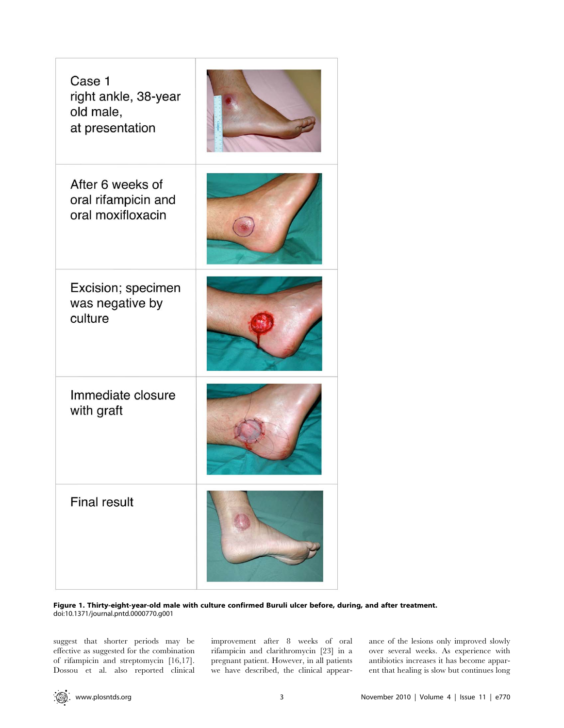| Case 1 right ankle, 38-year old male, at presentation | |
|---|---|
| After 6 weeks of oral rifampicin and oral moxifloxacin | |
| Excision; specimen was negative by culture | |
| Immediate closure with graft | |
| Final result | |

**Figure 1. Thirty-eight-year-old male with culture confirmed Buruli ulcer before, during, and after treatment.**
doi:10.1371/journal.pntd.0000770.g001

suggest that shorter periods may be effective as suggested for the combination of rifampicin and streptomycin [16,17]. Dossou et al. also reported clinical improvement after 8 weeks of oral rifampicin and clarithromycin [23] in a pregnant patient. However, in all patients we have described, the clinical appearance of the lesions only improved slowly over several weeks. As experience with antibiotics increases it has become apparent that healing is slow but continues long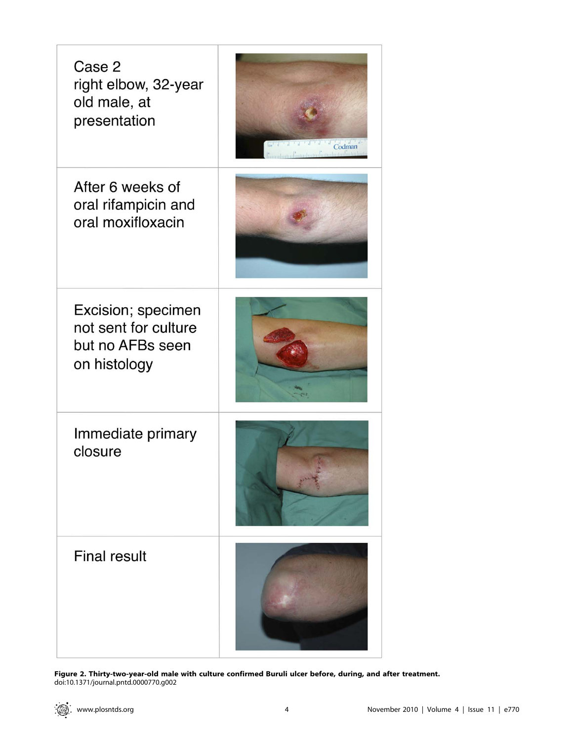| Case 2 right elbow, 32-year old male, at presentation | |
| --- | --- |
| After 6 weeks of oral rifampicin and oral moxifloxacin | |
| Excision; specimen not sent for culture but no AFBs seen on histology | |
| Immediate primary closure | |
| Final result | |

**Figure 2. Thirty-two-year-old male with culture confirmed Buruli ulcer before, during, and after treatment.**
doi:10.1371/journal.pntd.0000770.g002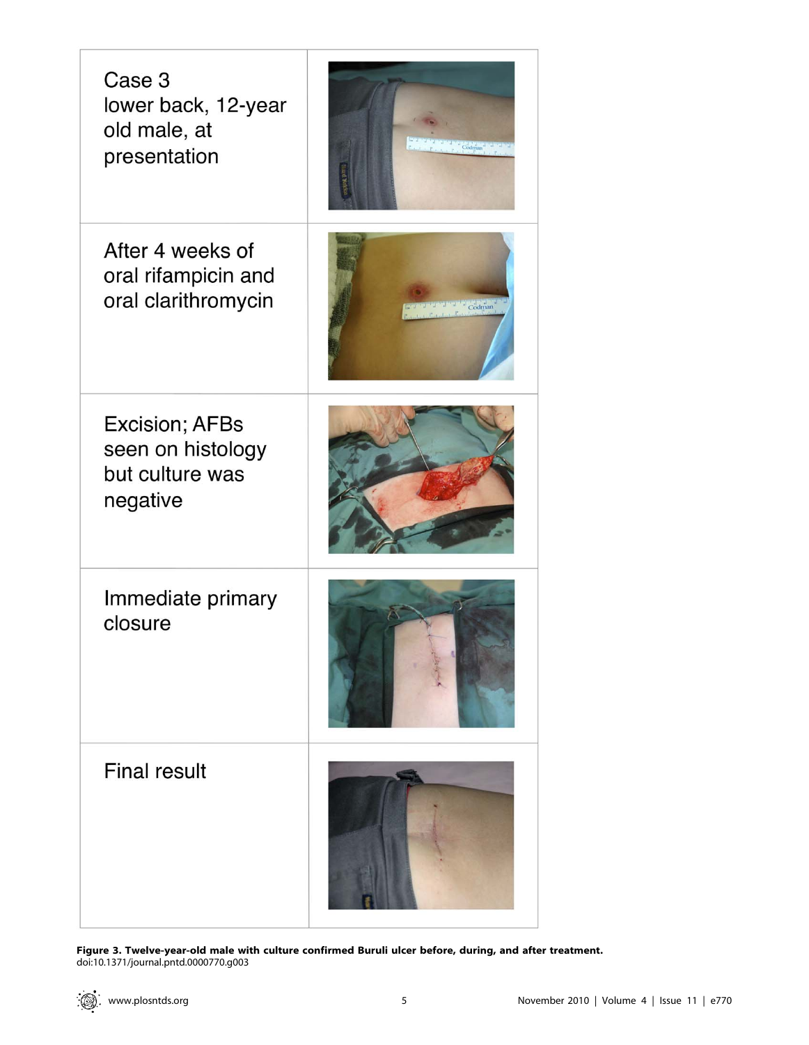| | |
|---|---|
| Case 3 lower back, 12-year old male, at presentation | |
| After 4 weeks of oral rifampicin and oral clarithromycin | |
| Excision; AFBs seen on histology but culture was negative | |
| Immediate primary closure | |
| Final result | |

**Figure 3. Twelve-year-old male with culture confirmed Buruli ulcer before, during, and after treatment.**
doi:10.1371/journal.pntd.0000770.g003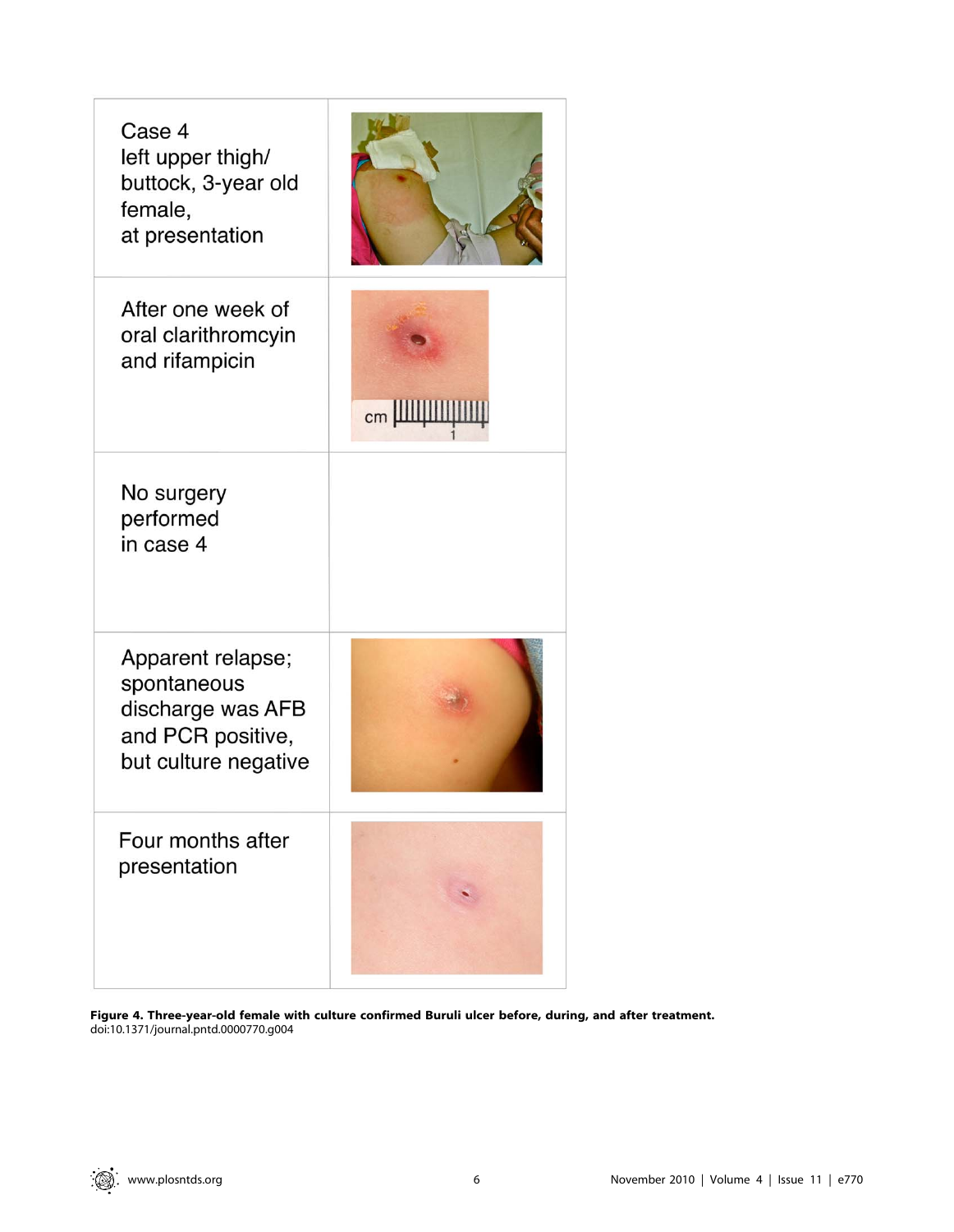| Case 4 left upper thigh/ buttock, 3-year old female, at presentation | |
|---|---|
| After one week of oral clarithromcyin and rifampicin | |
| No surgery performed in case 4 | |
| Apparent relapse; spontaneous discharge was AFB and PCR positive, but culture negative | |
| Four months after presentation | |

**Figure 4. Three-year-old female with culture confirmed Buruli ulcer before, during, and after treatment.**
doi:10.1371/journal.pntd.0000770.g004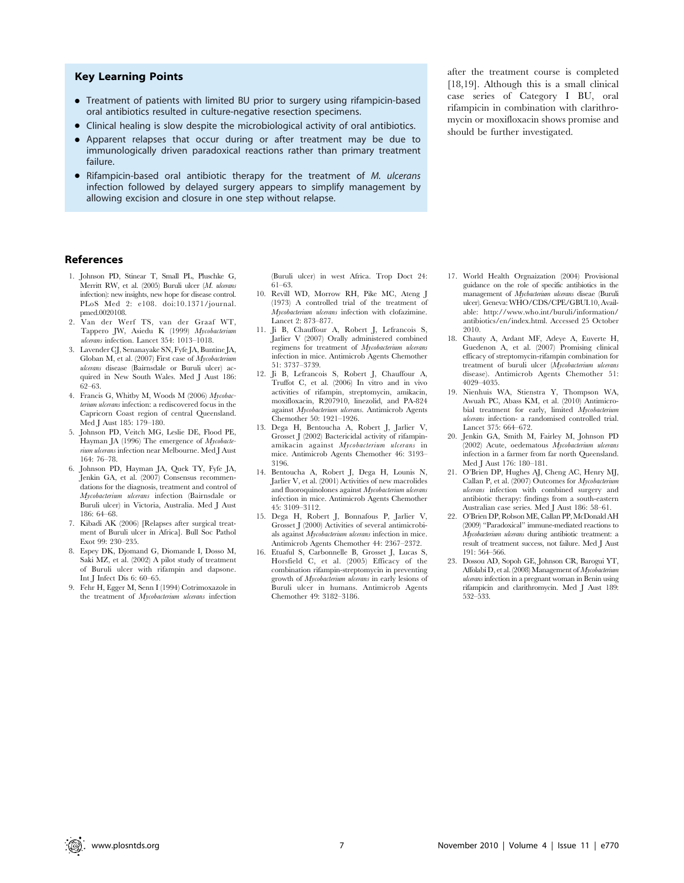after the treatment course is completed [18,19]. Although this is a small clinical case series of Category I BU, oral rifampicin in combination with clarithromycin or moxifloxacin shows promise and should be further investigated.

### Key Learning Points

- Treatment of patients with limited BU prior to surgery using rifampicin-based oral antibiotics resulted in culture-negative resection specimens.
- Clinical healing is slow despite the microbiological activity of oral antibiotics.
- Apparent relapses that occur during or after treatment may be due to immunologically driven paradoxical reactions rather than primary treatment failure.
- Rifampicin-based oral antibiotic therapy for the treatment of *M. ulcerans* infection followed by delayed surgery appears to simplify management by allowing excision and closure in one step without relapse.

## References

1. Johnson PD, Stinear T, Small PL, Pluschke G, Merritt RW, et al. (2005) Buruli ulcer (*M. ulcerans* infection): new insights, new hope for disease control. PLoS Med 2: e108. doi:10.1371/journal.pmed.0020108.
2. Van der Werf TS, van der Graaf WT, Tappero JW, Asiedu K (1999) *Mycobacterium ulcerans* infection. Lancet 354: 1013–1018.
3. Lavender CJ, Senanayake SN, Fyfe JA, Buntine JA, Globan M, et al. (2007) First case of *Mycobacterium ulcerans* disease (Bairnsdale or Buruli ulcer) acquired in New South Wales. Med J Aust 186: 62–63.
4. Francis G, Whitby M, Woods M (2006) *Mycobacterium ulcerans* infection: a rediscovered focus in the Capricorn Coast region of central Queensland. Med J Aust 185: 179–180.
5. Johnson PD, Veitch MG, Leslie DE, Flood PE, Hayman JA (1996) The emergence of *Mycobacterium ulcerans* infection near Melbourne. Med J Aust 164: 76–78.
6. Johnson PD, Hayman JA, Quek TY, Fyfe JA, Jenkin GA, et al. (2007) Consensus recommendations for the diagnosis, treatment and control of *Mycobacterium ulcerans* infection (Bairnsdale or Buruli ulcer) in Victoria, Australia. Med J Aust 186: 64–68.
7. Kibadi AK (2006) [Relapses after surgical treatment of Buruli ulcer in Africa]. Bull Soc Pathol Exot 99: 230–235.
8. Espey DK, Djomand G, Diomande I, Dosso M, Saki MZ, et al. (2002) A pilot study of treatment of Buruli ulcer with rifampin and dapsone. Int J Infect Dis 6: 60–65.
9. Fehr H, Egger M, Senn I (1994) Cotrimoxazole in the treatment of *Mycobacterium ulcerans* infection (Buruli ulcer) in west Africa. Trop Doct 24: 61–63.
10. Revill WD, Morrow RH, Pike MC, Ateng J (1973) A controlled trial of the treatment of *Mycobacterium ulcerans* infection with clofazimine. Lancet 2: 873–877.
11. Ji B, Chauffour A, Robert J, Lefrancois S, Jarlier V (2007) Orally administered combined regimens for treatment of *Mycobacterium ulcerans* infection in mice. Antimicrob Agents Chemother 51: 3737–3739.
12. Ji B, Lefrancois S, Robert J, Chauffour A, Truffot C, et al. (2006) In vitro and in vivo activities of rifampin, streptomycin, amikacin, moxifloxacin, R207910, linezolid, and PA-824 against *Mycobacterium ulcerans*. Antimicrob Agents Chemother 50: 1921–1926.
13. Dega H, Bentoucha A, Robert J, Jarlier V, Grosset J (2002) Bactericidal activity of rifampin-amikacin against *Mycobacterium ulcerans* in mice. Antimicrob Agents Chemother 46: 3193–3196.
14. Bentoucha A, Robert J, Dega H, Lounis N, Jarlier V, et al. (2001) Activities of new macrolides and fluoroquinolones against *Mycobacterium ulcerans* infection in mice. Antimicrob Agents Chemother 45: 3109–3112.
15. Dega H, Robert J, Bonnafous P, Jarlier V, Grosset J (2000) Activities of several antimicrobials against *Mycobacterium ulcerans* infection in mice. Antimicrob Agents Chemother 44: 2367–2372.
16. Etuaful S, Carbonnelle B, Grosset J, Lucas S, Horsfield C, et al. (2005) Efficacy of the combination rifampin-streptomycin in preventing growth of *Mycobacterium ulcerans* in early lesions of Buruli ulcer in humans. Antimicrob Agents Chemother 49: 3182–3186.
17. World Health Orgnaization (2004) Provisional guidance on the role of specific antibiotics in the management of *Mycobacterium ulcerans* diseae (Buruli ulcer). Geneva: WHO/CDS/CPE/GBUI.10, Available: http://www.who.int/buruli/information/antibiotics/en/index.html. Accessed 25 October 2010.
18. Chauty A, Ardant MF, Adeye A, Euverte H, Guedenon A, et al. (2007) Promising clinical efficacy of streptomycin-rifampin combination for treatment of buruli ulcer (*Mycobacterium ulcerans* disease). Antimicrob Agents Chemother 51: 4029–4035.
19. Nienhuis WA, Stienstra Y, Thompson WA, Awuah PC, Abass KM, et al. (2010) Antimicrobial treatment for early, limited *Mycobacterium ulcerans* infection- a randomised controlled trial. Lancet 375: 664–672.
20. Jenkin GA, Smith M, Fairley M, Johnson PD (2002) Acute, oedematous *Mycobacterium ulcerans* infection in a farmer from far north Queensland. Med J Aust 176: 180–181.
21. O'Brien DP, Hughes AJ, Cheng AC, Henry MJ, Callan P, et al. (2007) Outcomes for *Mycobacterium ulcerans* infection with combined surgery and antibiotic therapy: findings from a south-eastern Australian case series. Med J Aust 186: 58–61.
22. O'Brien DP, Robson ME, Callan PP, McDonald AH (2009) "Paradoxical" immune-mediated reactions to *Mycobacterium ulcerans* during antibiotic treatment: a result of treatment success, not failure. Med J Aust 191: 564–566.
23. Dossou AD, Sopoh GE, Johnson CR, Barogui YT, Affolabi D, et al. (2008) Management of *Mycobacterium ulcerans* infection in a pregnant woman in Benin using rifampicin and clarithromycin. Med J Aust 189: 532–533.